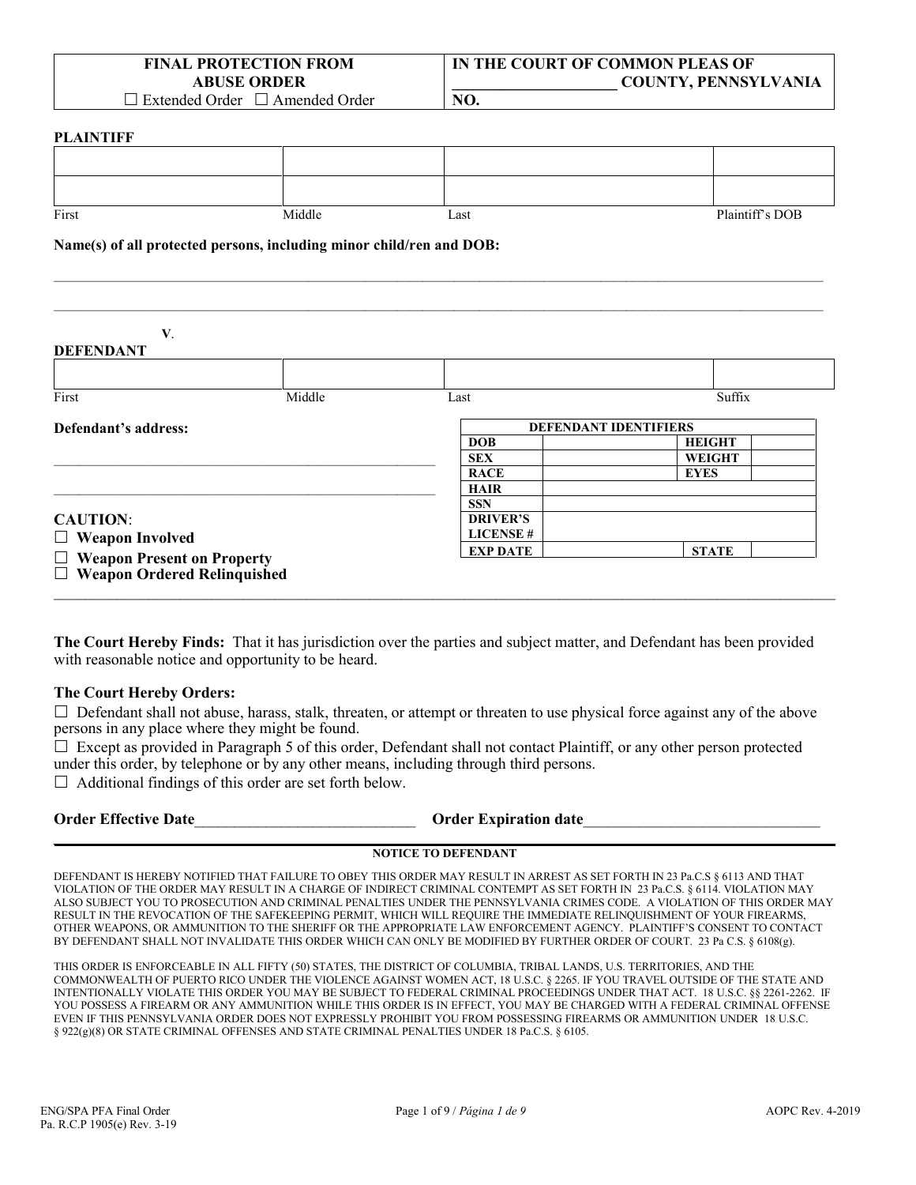| FINAL PROTECTION FROM ABUSE ORDER ☐ Extended Order ☐ Amended Order | IN THE COURT OF COMMON PLEAS OF _____________________ COUNTY, PENNSYLVANIA NO. |
|---|---|

**PLAINTIFF**

| | | | |
|---|---|---|---|
| | | | |
| | | | |
| First | Middle | Last | Plaintiff's DOB |

**Name(s) of all protected persons, including minor child/ren and DOB:**

_______________________________________________________________________________

_______________________________________________________________________________

**V**.

**DEFENDANT**

| | | | |
|---|---|---|---|
| | | | |
| First | Middle | Last | Suffix |

**Defendant's address:**

_______________________________________________________

_______________________________________________________

| DEFENDANT IDENTIFIERS | | | |
|---|---|---|---|
| **DOB** | | **HEIGHT** | |
| **SEX** | | **WEIGHT** | |
| **RACE** | | **EYES** | |
| **HAIR** | | | |
| **SSN** | | | |
| **DRIVER'S LICENSE #** | | | |
| **EXP DATE** | | **STATE** | |

**CAUTION**:

☐ **Weapon Involved**

☐ **Weapon Present on Property**

☐ **Weapon Ordered Relinquished**

---

**The Court Hereby Finds:** That it has jurisdiction over the parties and subject matter, and Defendant has been provided with reasonable notice and opportunity to be heard.

**The Court Hereby Orders:**

☐ Defendant shall not abuse, harass, stalk, threaten, or attempt or threaten to use physical force against any of the above persons in any place where they might be found.

☐ Except as provided in Paragraph 5 of this order, Defendant shall not contact Plaintiff, or any other person protected under this order, by telephone or by any other means, including through third persons.

☐ Additional findings of this order are set forth below.

**Order Effective Date**____________________________ **Order Expiration date**______________________________

**NOTICE TO DEFENDANT**

DEFENDANT IS HEREBY NOTIFIED THAT FAILURE TO OBEY THIS ORDER MAY RESULT IN ARREST AS SET FORTH IN 23 Pa.C.S § 6113 AND THAT VIOLATION OF THE ORDER MAY RESULT IN A CHARGE OF INDIRECT CRIMINAL CONTEMPT AS SET FORTH IN 23 Pa.C.S. § 6114. VIOLATION MAY ALSO SUBJECT YOU TO PROSECUTION AND CRIMINAL PENALTIES UNDER THE PENNSYLVANIA CRIMES CODE. A VIOLATION OF THIS ORDER MAY RESULT IN THE REVOCATION OF THE SAFEKEEPING PERMIT, WHICH WILL REQUIRE THE IMMEDIATE RELINQUISHMENT OF YOUR FIREARMS, OTHER WEAPONS, OR AMMUNITION TO THE SHERIFF OR THE APPROPRIATE LAW ENFORCEMENT AGENCY. PLAINTIFF'S CONSENT TO CONTACT BY DEFENDANT SHALL NOT INVALIDATE THIS ORDER WHICH CAN ONLY BE MODIFIED BY FURTHER ORDER OF COURT. 23 Pa C.S. § 6108(g).

THIS ORDER IS ENFORCEABLE IN ALL FIFTY (50) STATES, THE DISTRICT OF COLUMBIA, TRIBAL LANDS, U.S. TERRITORIES, AND THE COMMONWEALTH OF PUERTO RICO UNDER THE VIOLENCE AGAINST WOMEN ACT, 18 U.S.C. § 2265. IF YOU TRAVEL OUTSIDE OF THE STATE AND INTENTIONALLY VIOLATE THIS ORDER YOU MAY BE SUBJECT TO FEDERAL CRIMINAL PROCEEDINGS UNDER THAT ACT. 18 U.S.C. §§ 2261-2262. IF YOU POSSESS A FIREARM OR ANY AMMUNITION WHILE THIS ORDER IS IN EFFECT, YOU MAY BE CHARGED WITH A FEDERAL CRIMINAL OFFENSE EVEN IF THIS PENNSYLVANIA ORDER DOES NOT EXPRESSLY PROHIBIT YOU FROM POSSESSING FIREARMS OR AMMUNITION UNDER 18 U.S.C. § 922(g)(8) OR STATE CRIMINAL OFFENSES AND STATE CRIMINAL PENALTIES UNDER 18 Pa.C.S. § 6105.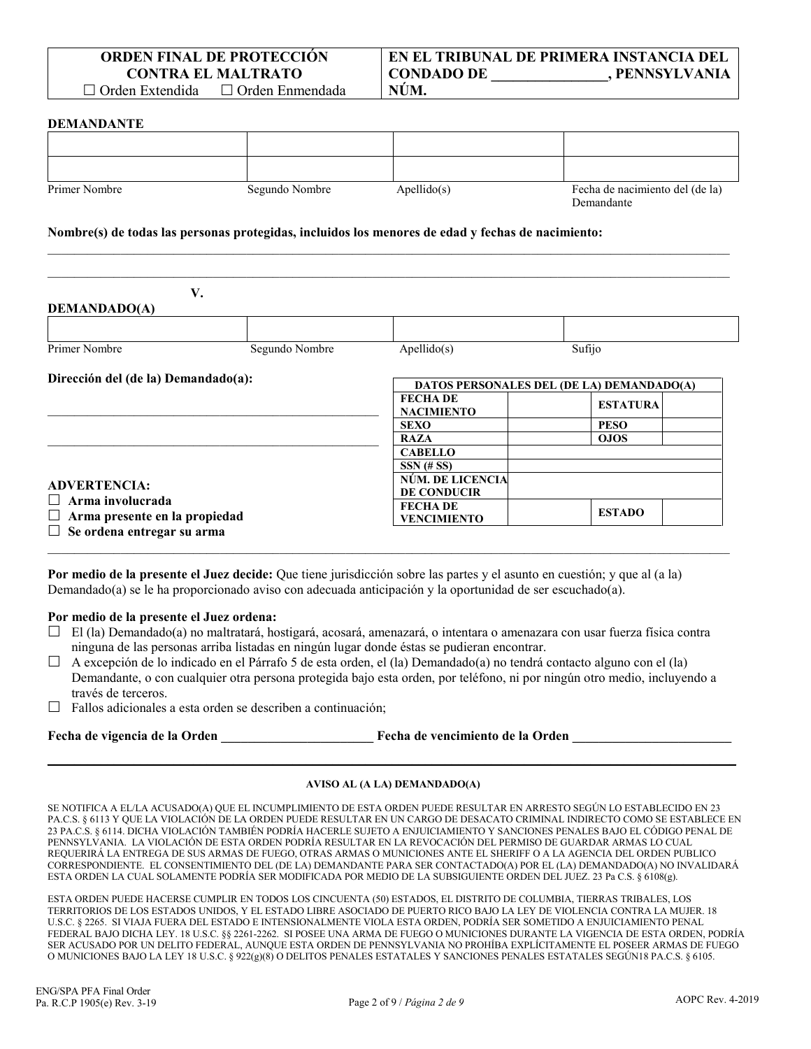| **ORDEN FINAL DE PROTECCIÓN CONTRA EL MALTRATO**<br>☐ Orden Extendida ☐ Orden Enmendada | **EN EL TRIBUNAL DE PRIMERA INSTANCIA DEL CONDADO DE _______________, PENNSYLVANIA**<br>**NÚM.** |
|---|---|

**DEMANDANTE**

| | | | |
|---|---|---|---|
| | | | |
| | | | |
| Primer Nombre | Segundo Nombre | Apellido(s) | Fecha de nacimiento del (de la) Demandante |

**Nombre(s) de todas las personas protegidas, incluidos los menores de edad y fechas de nacimiento:**

_______________________________________________________________________________

_______________________________________________________________________________

**V.**

**DEMANDADO(A)**

| | | | |
|---|---|---|---|
| | | | |
| Primer Nombre | Segundo Nombre | Apellido(s) | Sufijo |

**Dirección del (de la) Demandado(a):**

_______________________________________________

_______________________________________________

| **DATOS PERSONALES DEL (DE LA) DEMANDADO(A)** | | | |
|---|---|---|---|
| **FECHA DE NACIMIENTO** | | **ESTATURA** | |
| **SEXO** | | **PESO** | |
| **RAZA** | | **OJOS** | |
| **CABELLO** | | | |
| **SSN (# SS)** | | | |
| **NÚM. DE LICENCIA DE CONDUCIR** | | | |
| **FECHA DE VENCIMIENTO** | | **ESTADO** | |

**ADVERTENCIA:**
- ☐ **Arma involucrada**
- ☐ **Arma presente en la propiedad**
- ☐ **Se ordena entregar su arma**

---

**Por medio de la presente el Juez decide:** Que tiene jurisdicción sobre las partes y el asunto en cuestión; y que al (a la) Demandado(a) se le ha proporcionado aviso con adecuada anticipación y la oportunidad de ser escuchado(a).

**Por medio de la presente el Juez ordena:**

- ☐ El (la) Demandado(a) no maltratará, hostigará, acosará, amenazará, o intentara o amenazara con usar fuerza física contra ninguna de las personas arriba listadas en ningún lugar donde éstas se pudieran encontrar.
- ☐ A excepción de lo indicado en el Párrafo 5 de esta orden, el (la) Demandado(a) no tendrá contacto alguno con el (la) Demandante, o con cualquier otra persona protegida bajo esta orden, por teléfono, ni por ningún otro medio, incluyendo a través de terceros.
- ☐ Fallos adicionales a esta orden se describen a continuación;

**Fecha de vigencia de la Orden _______________________ Fecha de vencimiento de la Orden ________________________**

---

**AVISO AL (A LA) DEMANDADO(A)**

SE NOTIFICA A EL/LA ACUSADO(A) QUE EL INCUMPLIMIENTO DE ESTA ORDEN PUEDE RESULTAR EN ARRESTO SEGÚN LO ESTABLECIDO EN 23 PA.C.S. § 6113 Y QUE LA VIOLACIÓN DE LA ORDEN PUEDE RESULTAR EN UN CARGO DE DESACATO CRIMINAL INDIRECTO COMO SE ESTABLECE EN 23 PA.C.S. § 6114. DICHA VIOLACIÓN TAMBIÉN PODRÍA HACERLE SUJETO A ENJUICIAMIENTO Y SANCIONES PENALES BAJO EL CÓDIGO PENAL DE PENNSYLVANIA. LA VIOLACIÓN DE ESTA ORDEN PODRÍA RESULTAR EN LA REVOCACIÓN DEL PERMISO DE GUARDAR ARMAS LO CUAL REQUERIRÁ LA ENTREGA DE SUS ARMAS DE FUEGO, OTRAS ARMAS O MUNICIONES ANTE EL SHERIFF O A LA AGENCIA DEL ORDEN PUBLICO CORRESPONDIENTE. EL CONSENTIMIENTO DEL (DE LA) DEMANDANTE PARA SER CONTACTADO(A) POR EL (LA) DEMANDADO(A) NO INVALIDARÁ ESTA ORDEN LA CUAL SOLAMENTE PODRÍA SER MODIFICADA POR MEDIO DE LA SUBSIGUIENTE ORDEN DEL JUEZ. 23 Pa C.S. § 6108(g).

ESTA ORDEN PUEDE HACERSE CUMPLIR EN TODOS LOS CINCUENTA (50) ESTADOS, EL DISTRITO DE COLUMBIA, TIERRAS TRIBALES, LOS TERRITORIOS DE LOS ESTADOS UNIDOS, Y EL ESTADO LIBRE ASOCIADO DE PUERTO RICO BAJO LA LEY DE VIOLENCIA CONTRA LA MUJER. 18 U.S.C. § 2265. SI VIAJA FUERA DEL ESTADO E INTENSIONALMENTE VIOLA ESTA ORDEN, PODRÍA SER SOMETIDO A ENJUICIAMIENTO PENAL FEDERAL BAJO DICHA LEY. 18 U.S.C. §§ 2261-2262. SI POSEE UNA ARMA DE FUEGO O MUNICIONES DURANTE LA VIGENCIA DE ESTA ORDEN, PODRÍA SER ACUSADO POR UN DELITO FEDERAL, AUNQUE ESTA ORDEN DE PENNSYLVANIA NO PROHÍBA EXPLÍCITAMENTE EL POSEER ARMAS DE FUEGO O MUNICIONES BAJO LA LEY 18 U.S.C. § 922(g)(8) O DELITOS PENALES ESTATALES Y SANCIONES PENALES ESTATALES SEGÚN18 PA.C.S. § 6105.

ENG/SPA PFA Final Order
Pa. R.C.P 1905(e) Rev. 3-19

AOPC Rev. 4-2019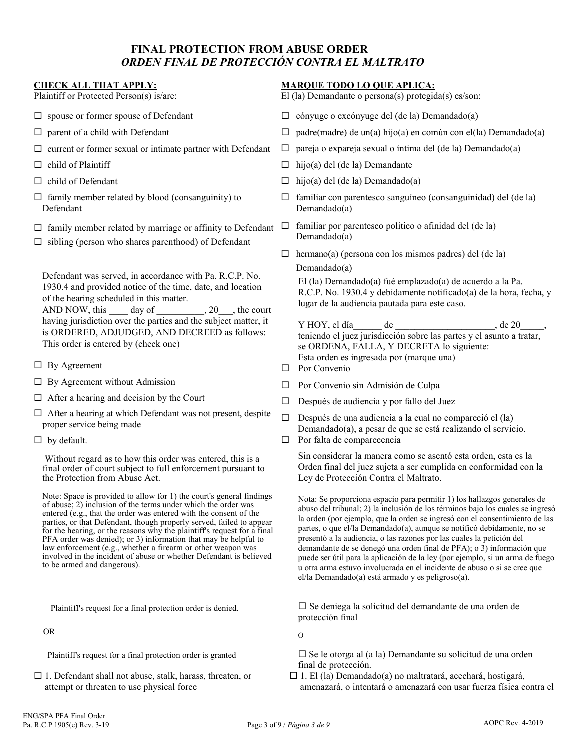## FINAL PROTECTION FROM ABUSE ORDER
## *ORDEN FINAL DE PROTECCIÓN CONTRA EL MALTRATO*

**CHECK ALL THAT APPLY:**
Plaintiff or Protected Person(s) is/are:

- ☐ spouse or former spouse of Defendant
- ☐ parent of a child with Defendant
- ☐ current or former sexual or intimate partner with Defendant
- ☐ child of Plaintiff
- ☐ child of Defendant
- ☐ family member related by blood (consanguinity) to Defendant
- ☐ family member related by marriage or affinity to Defendant
- ☐ sibling (person who shares parenthood) of Defendant

Defendant was served, in accordance with Pa. R.C.P. No. 1930.4 and provided notice of the time, date, and location of the hearing scheduled in this matter.
AND NOW, this ____ day of __________, 20___, the court having jurisdiction over the parties and the subject matter, it is ORDERED, ADJUDGED, AND DECREED as follows:
This order is entered by (check one)

- ☐ By Agreement
- ☐ By Agreement without Admission
- ☐ After a hearing and decision by the Court
- ☐ After a hearing at which Defendant was not present, despite proper service being made
- ☐ by default.

Without regard as to how this order was entered, this is a final order of court subject to full enforcement pursuant to the Protection from Abuse Act.

Note: Space is provided to allow for 1) the court's general findings of abuse; 2) inclusion of the terms under which the order was entered (e.g., that the order was entered with the consent of the parties, or that Defendant, though properly served, failed to appear for the hearing, or the reasons why the plaintiff's request for a final PFA order was denied); or 3) information that may be helpful to law enforcement (e.g., whether a firearm or other weapon was involved in the incident of abuse or whether Defendant is believed to be armed and dangerous).

Plaintiff's request for a final protection order is denied.

OR

Plaintiff's request for a final protection order is granted

☐ 1. Defendant shall not abuse, stalk, harass, threaten, or attempt or threaten to use physical force

**MARQUE TODO LO QUE APLICA:**
El (la) Demandante o persona(s) protegida(s) es/son:

- ☐ cónyuge o excónyuge del (de la) Demandado(a)
- ☐ padre(madre) de un(a) hijo(a) en común con el(la) Demandado(a)
- ☐ pareja o expareja sexual o íntima del (de la) Demandado(a)
- ☐ hijo(a) del (de la) Demandante
- ☐ hijo(a) del (de la) Demandado(a)
- ☐ familiar con parentesco sanguíneo (consanguinidad) del (de la) Demandado(a)
- ☐ familiar por parentesco político o afinidad del (de la) Demandado(a)
- ☐ hermano(a) (persona con los mismos padres) del (de la) Demandado(a)

El (la) Demandado(a) fué emplazado(a) de acuerdo a la Pa. R.C.P. No. 1930.4 y debidamente notificado(a) de la hora, fecha, y lugar de la audiencia pautada para este caso.

Y HOY, el día______ de ____________________, de 20_____, teniendo el juez jurisdicción sobre las partes y el asunto a tratar, se ORDENA, FALLA, Y DECRETA lo siguiente:
Esta orden es ingresada por (marque una)

- ☐ Por Convenio
- ☐ Por Convenio sin Admisión de Culpa
- ☐ Después de audiencia y por fallo del Juez
- ☐ Después de una audiencia a la cual no compareció el (la) Demandado(a), a pesar de que se está realizando el servicio.
- ☐ Por falta de comparecencia

Sin considerar la manera como se asentó esta orden, esta es la Orden final del juez sujeta a ser cumplida en conformidad con la Ley de Protección Contra el Maltrato.

Nota: Se proporciona espacio para permitir 1) los hallazgos generales de abuso del tribunal; 2) la inclusión de los términos bajo los cuales se ingresó la orden (por ejemplo, que la orden se ingresó con el consentimiento de las partes, o que el/la Demandado(a), aunque se notificó debidamente, no se presentó a la audiencia, o las razones por las cuales la petición del demandante de se denegó una orden final de PFA); o 3) información que puede ser útil para la aplicación de la ley (por ejemplo, si un arma de fuego u otra arma estuvo involucrada en el incidente de abuso o si se cree que el/la Demandado(a) está armado y es peligroso(a).

☐ Se deniega la solicitud del demandante de una orden de protección final

O

☐ Se le otorga al (a la) Demandante su solicitud de una orden final de protección.

☐ 1. El (la) Demandado(a) no maltratará, acechará, hostigará, amenazará, o intentará o amenazará con usar fuerza física contra el

ENG/SPA PFA Final Order
Pa. R.C.P 1905(e) Rev. 3-19

AOPC Rev. 4-2019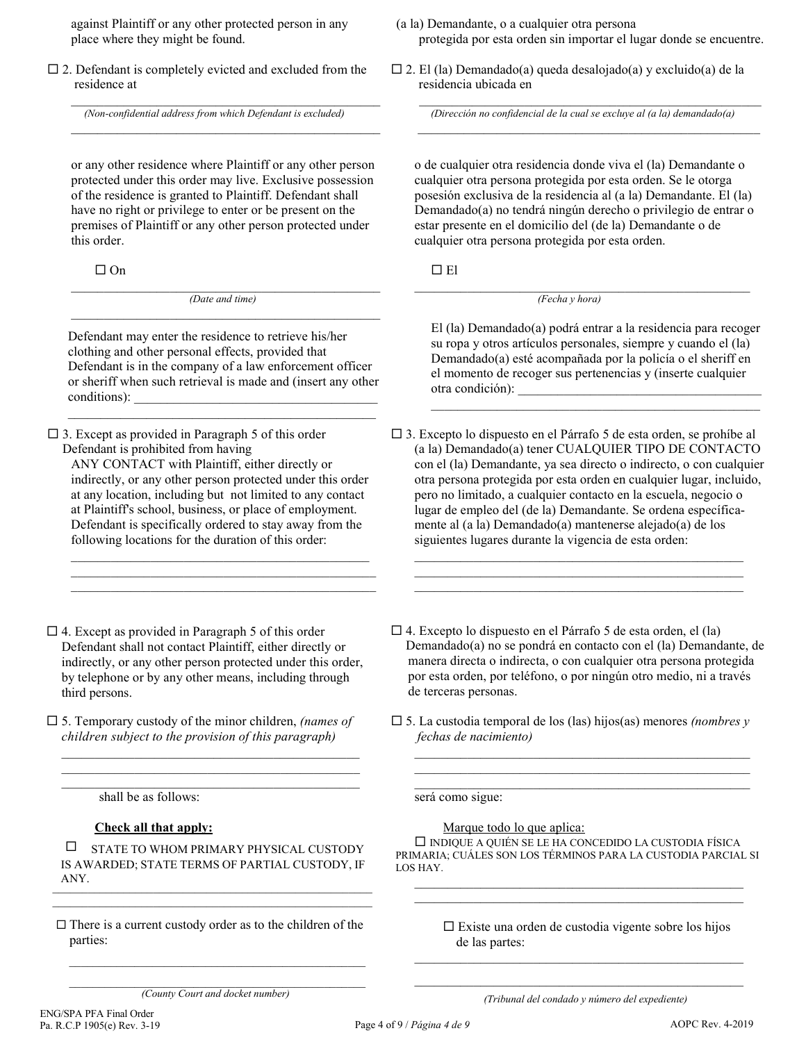against Plaintiff or any other protected person in any place where they might be found.

☐ 2. Defendant is completely evicted and excluded from the residence at

______________________________________________
*(Non-confidential address from which Defendant is excluded)*
______________________________________________

or any other residence where Plaintiff or any other person protected under this order may live. Exclusive possession of the residence is granted to Plaintiff. Defendant shall have no right or privilege to enter or be present on the premises of Plaintiff or any other person protected under this order.

☐ On

______________________________________________
*(Date and time)*
______________________________________________

Defendant may enter the residence to retrieve his/her clothing and other personal effects, provided that Defendant is in the company of a law enforcement officer or sheriff when such retrieval is made and (insert any other conditions): ______________________________________
______________________________________________

☐ 3. Except as provided in Paragraph 5 of this order Defendant is prohibited from having ANY CONTACT with Plaintiff, either directly or indirectly, or any other person protected under this order at any location, including but not limited to any contact at Plaintiff's school, business, or place of employment. Defendant is specifically ordered to stay away from the following locations for the duration of this order:

______________________________________________
______________________________________________
______________________________________________

☐ 4. Except as provided in Paragraph 5 of this order Defendant shall not contact Plaintiff, either directly or indirectly, or any other person protected under this order, by telephone or by any other means, including through third persons.

☐ 5. Temporary custody of the minor children, *(names of children subject to the provision of this paragraph)*

______________________________________________
______________________________________________
______________________________________________

shall be as follows:

**Check all that apply:**

☐ STATE TO WHOM PRIMARY PHYSICAL CUSTODY IS AWARDED; STATE TERMS OF PARTIAL CUSTODY, IF ANY.

______________________________________________
______________________________________________

☐ There is a current custody order as to the children of the parties:

______________________________________________
______________________________________________
*(County Court and docket number)*

(a la) Demandante, o a cualquier otra persona protegida por esta orden sin importar el lugar donde se encuentre.

☐ 2. El (la) Demandado(a) queda desalojado(a) y excluido(a) de la residencia ubicada en

______________________________________________
*(Dirección no confidencial de la cual se excluye al (a la) demandado(a)*
______________________________________________

o de cualquier otra residencia donde viva el (la) Demandante o cualquier otra persona protegida por esta orden. Se le otorga posesión exclusiva de la residencia al (a la) Demandante. El (la) Demandado(a) no tendrá ningún derecho o privilegio de entrar o estar presente en el domicilio del (de la) Demandante o de cualquier otra persona protegida por esta orden.

☐ El

______________________________________________
*(Fecha y hora)*

El (la) Demandado(a) podrá entrar a la residencia para recoger su ropa y otros artículos personales, siempre y cuando el (la) Demandado(a) esté acompañada por la policía o el sheriff en el momento de recoger sus pertenencias y (inserte cualquier otra condición): ______________________________________
______________________________________________

☐ 3. Excepto lo dispuesto en el Párrafo 5 de esta orden, se prohíbe al (a la) Demandado(a) tener CUALQUIER TIPO DE CONTACTO con el (la) Demandante, ya sea directo o indirecto, o con cualquier otra persona protegida por esta orden en cualquier lugar, incluido, pero no limitado, a cualquier contacto en la escuela, negocio o lugar de empleo del (de la) Demandante. Se ordena específicamente al (a la) Demandado(a) mantenerse alejado(a) de los siguientes lugares durante la vigencia de esta orden:

______________________________________________
______________________________________________
______________________________________________

☐ 4. Excepto lo dispuesto en el Párrafo 5 de esta orden, el (la) Demandado(a) no se pondrá en contacto con el (la) Demandante, de manera directa o indirecta, o con cualquier otra persona protegida por esta orden, por teléfono, o por ningún otro medio, ni a través de terceras personas.

☐ 5. La custodia temporal de los (las) hijos(as) menores *(nombres y fechas de nacimiento)*

______________________________________________
______________________________________________
______________________________________________

será como sigue:

Marque todo lo que aplica:

☐ INDIQUE A QUIÉN SE LE HA CONCEDIDO LA CUSTODIA FÍSICA PRIMARIA; CUÁLES SON LOS TÉRMINOS PARA LA CUSTODIA PARCIAL SI LOS HAY.

______________________________________________
______________________________________________

☐ Existe una orden de custodia vigente sobre los hijos de las partes:

______________________________________________
______________________________________________
*(Tribunal del condado y número del expediente)*

ENG/SPA PFA Final Order
Pa. R.C.P 1905(e) Rev. 3-19

AOPC Rev. 4-2019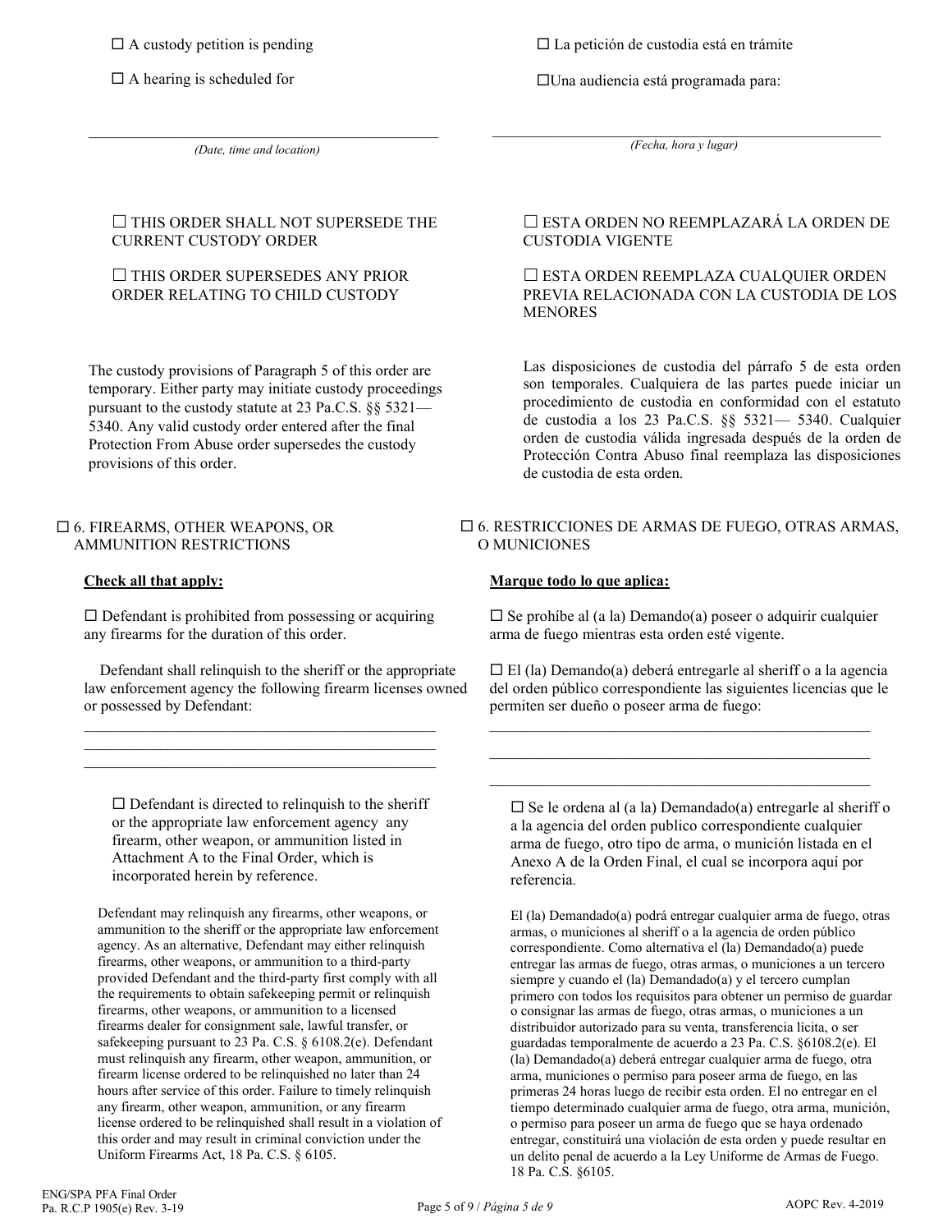☐ A custody petition is pending

☐ A hearing is scheduled for

\_\_\_\_\_\_\_\_\_\_\_\_\_\_\_\_\_\_\_\_\_\_\_\_\_\_\_\_\_\_\_\_\_\_\_\_\_\_\_\_\_\_\_\_\_\_\_\_
*(Date, time and location)*

☐ THIS ORDER SHALL NOT SUPERSEDE THE CURRENT CUSTODY ORDER

☐ THIS ORDER SUPERSEDES ANY PRIOR ORDER RELATING TO CHILD CUSTODY

The custody provisions of Paragraph 5 of this order are temporary. Either party may initiate custody proceedings pursuant to the custody statute at 23 Pa.C.S. §§ 5321— 5340. Any valid custody order entered after the final Protection From Abuse order supersedes the custody provisions of this order.

☐ 6. FIREARMS, OTHER WEAPONS, OR AMMUNITION RESTRICTIONS

**Check all that apply:**

☐ Defendant is prohibited from possessing or acquiring any firearms for the duration of this order.

Defendant shall relinquish to the sheriff or the appropriate law enforcement agency the following firearm licenses owned or possessed by Defendant:

\_\_\_\_\_\_\_\_\_\_\_\_\_\_\_\_\_\_\_\_\_\_\_\_\_\_\_\_\_\_\_\_\_\_\_\_\_\_\_\_\_\_\_\_\_\_\_\_
\_\_\_\_\_\_\_\_\_\_\_\_\_\_\_\_\_\_\_\_\_\_\_\_\_\_\_\_\_\_\_\_\_\_\_\_\_\_\_\_\_\_\_\_\_\_\_\_
\_\_\_\_\_\_\_\_\_\_\_\_\_\_\_\_\_\_\_\_\_\_\_\_\_\_\_\_\_\_\_\_\_\_\_\_\_\_\_\_\_\_\_\_\_\_\_\_

☐ Defendant is directed to relinquish to the sheriff or the appropriate law enforcement agency any firearm, other weapon, or ammunition listed in Attachment A to the Final Order, which is incorporated herein by reference.

Defendant may relinquish any firearms, other weapons, or ammunition to the sheriff or the appropriate law enforcement agency. As an alternative, Defendant may either relinquish firearms, other weapons, or ammunition to a third-party provided Defendant and the third-party first comply with all the requirements to obtain safekeeping permit or relinquish firearms, other weapons, or ammunition to a licensed firearms dealer for consignment sale, lawful transfer, or safekeeping pursuant to 23 Pa. C.S. § 6108.2(e). Defendant must relinquish any firearm, other weapon, ammunition, or firearm license ordered to be relinquished no later than 24 hours after service of this order. Failure to timely relinquish any firearm, other weapon, ammunition, or any firearm license ordered to be relinquished shall result in a violation of this order and may result in criminal conviction under the Uniform Firearms Act, 18 Pa. C.S. § 6105.

---

☐ La petición de custodia está en trámite

☐ Una audiencia está programada para:

\_\_\_\_\_\_\_\_\_\_\_\_\_\_\_\_\_\_\_\_\_\_\_\_\_\_\_\_\_\_\_\_\_\_\_\_\_\_\_\_\_\_\_\_\_\_\_\_
*(Fecha, hora y lugar)*

☐ ESTA ORDEN NO REEMPLAZARÁ LA ORDEN DE CUSTODIA VIGENTE

☐ ESTA ORDEN REEMPLAZA CUALQUIER ORDEN PREVIA RELACIONADA CON LA CUSTODIA DE LOS MENORES

Las disposiciones de custodia del párrafo 5 de esta orden son temporales. Cualquiera de las partes puede iniciar un procedimiento de custodia en conformidad con el estatuto de custodia a los 23 Pa.C.S. §§ 5321— 5340. Cualquier orden de custodia válida ingresada después de la orden de Protección Contra Abuso final reemplaza las disposiciones de custodia de esta orden.

☐ 6. RESTRICCIONES DE ARMAS DE FUEGO, OTRAS ARMAS, O MUNICIONES

**Marque todo lo que aplica:**

☐ Se prohíbe al (a la) Demando(a) poseer o adquirir cualquier arma de fuego mientras esta orden esté vigente.

☐ El (la) Demando(a) deberá entregarle al sheriff o a la agencia del orden público correspondiente las siguientes licencias que le permiten ser dueño o poseer arma de fuego:

\_\_\_\_\_\_\_\_\_\_\_\_\_\_\_\_\_\_\_\_\_\_\_\_\_\_\_\_\_\_\_\_\_\_\_\_\_\_\_\_\_\_\_\_\_\_\_\_
\_\_\_\_\_\_\_\_\_\_\_\_\_\_\_\_\_\_\_\_\_\_\_\_\_\_\_\_\_\_\_\_\_\_\_\_\_\_\_\_\_\_\_\_\_\_\_\_
\_\_\_\_\_\_\_\_\_\_\_\_\_\_\_\_\_\_\_\_\_\_\_\_\_\_\_\_\_\_\_\_\_\_\_\_\_\_\_\_\_\_\_\_\_\_\_\_

☐ Se le ordena al (a la) Demandado(a) entregarle al sheriff o a la agencia del orden publico correspondiente cualquier arma de fuego, otro tipo de arma, o munición listada en el Anexo A de la Orden Final, el cual se incorpora aquí por referencia.

El (la) Demandado(a) podrá entregar cualquier arma de fuego, otras armas, o municiones al sheriff o a la agencia de orden público correspondiente. Como alternativa el (la) Demandado(a) puede entregar las armas de fuego, otras armas, o municiones a un tercero siempre y cuando el (la) Demandado(a) y el tercero cumplan primero con todos los requisitos para obtener un permiso de guardar o consignar las armas de fuego, otras armas, o municiones a un distribuidor autorizado para su venta, transferencia lícita, o ser guardadas temporalmente de acuerdo a 23 Pa. C.S. §6108.2(e). El (la) Demandado(a) deberá entregar cualquier arma de fuego, otra arma, municiones o permiso para poseer arma de fuego, en las primeras 24 horas luego de recibir esta orden. El no entregar en el tiempo determinado cualquier arma de fuego, otra arma, munición, o permiso para poseer un arma de fuego que se haya ordenado entregar, constituirá una violación de esta orden y puede resultar en un delito penal de acuerdo a la Ley Uniforme de Armas de Fuego. 18 Pa. C.S. §6105.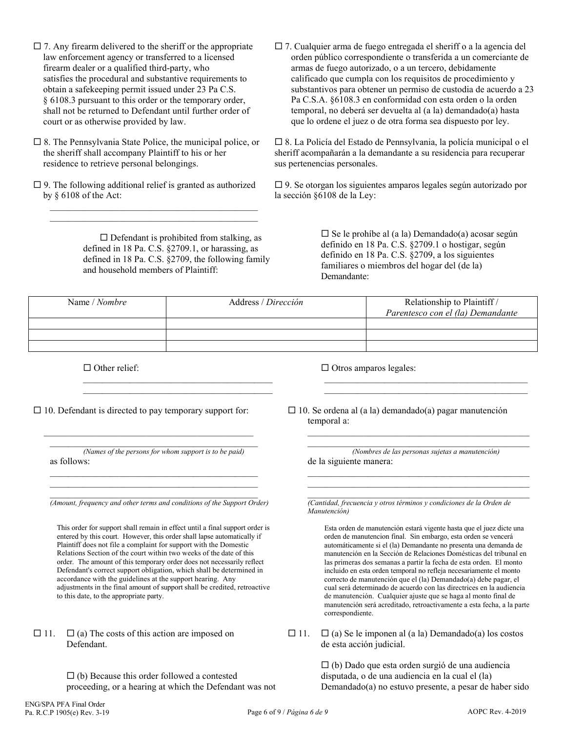☐ 7. Any firearm delivered to the sheriff or the appropriate law enforcement agency or transferred to a licensed firearm dealer or a qualified third-party, who satisfies the procedural and substantive requirements to obtain a safekeeping permit issued under 23 Pa C.S. § 6108.3 pursuant to this order or the temporary order, shall not be returned to Defendant until further order of court or as otherwise provided by law.

☐ 7. Cualquier arma de fuego entregada el sheriff o a la agencia del orden público correspondiente o transferida a un comerciante de armas de fuego autorizado, o a un tercero, debidamente calificado que cumpla con los requisitos de procedimiento y substantivos para obtener un permiso de custodia de acuerdo a 23 Pa C.S.A. §6108.3 en conformidad con esta orden o la orden temporal, no deberá ser devuelta al (a la) demandado(a) hasta que lo ordene el juez o de otra forma sea dispuesto por ley.

☐ 8. The Pennsylvania State Police, the municipal police, or the sheriff shall accompany Plaintiff to his or her residence to retrieve personal belongings.

☐ 8. La Policía del Estado de Pennsylvania, la policía municipal o el sheriff acompañarán a la demandante a su residencia para recuperar sus pertenencias personales.

☐ 9. The following additional relief is granted as authorized by § 6108 of the Act:

☐ 9. Se otorgan los siguientes amparos legales según autorizado por la sección §6108 de la Ley:

\_\_\_\_\_\_\_\_\_\_\_\_\_\_\_\_\_\_\_\_\_\_\_\_\_\_\_\_\_\_\_\_\_\_\_\_\_\_\_\_\_\_\_\_

\_\_\_\_\_\_\_\_\_\_\_\_\_\_\_\_\_\_\_\_\_\_\_\_\_\_\_\_\_\_\_\_\_\_\_\_\_\_\_\_\_\_\_\_

☐ Defendant is prohibited from stalking, as defined in 18 Pa. C.S. §2709.1, or harassing, as defined in 18 Pa. C.S. §2709, the following family and household members of Plaintiff:

☐ Se le prohíbe al (a la) Demandado(a) acosar según definido en 18 Pa. C.S. §2709.1 o hostigar, según definido en 18 Pa. C.S. §2709, a los siguientes familiares o miembros del hogar del (de la) Demandante:

| Name / *Nombre* | Address / *Dirección* | Relationship to Plaintiff / *Parentesco con el (la) Demandante* |
|---|---|---|
| | | |
| | | |
| | | |

☐ Other relief:

\_\_\_\_\_\_\_\_\_\_\_\_\_\_\_\_\_\_\_\_\_\_\_\_\_\_\_\_\_\_\_\_\_\_\_\_\_\_\_\_\_\_\_\_

\_\_\_\_\_\_\_\_\_\_\_\_\_\_\_\_\_\_\_\_\_\_\_\_\_\_\_\_\_\_\_\_\_\_\_\_\_\_\_\_\_\_\_\_

☐ Otros amparos legales:

\_\_\_\_\_\_\_\_\_\_\_\_\_\_\_\_\_\_\_\_\_\_\_\_\_\_\_\_\_\_\_\_\_\_\_\_\_\_\_\_\_\_\_\_

\_\_\_\_\_\_\_\_\_\_\_\_\_\_\_\_\_\_\_\_\_\_\_\_\_\_\_\_\_\_\_\_\_\_\_\_\_\_\_\_\_\_\_\_

☐ 10. Defendant is directed to pay temporary support for:

\_\_\_\_\_\_\_\_\_\_\_\_\_\_\_\_\_\_\_\_\_\_\_\_\_\_\_\_\_\_\_\_\_\_\_\_\_\_\_\_\_\_\_\_

\_\_\_\_\_\_\_\_\_\_\_\_\_\_\_\_\_\_\_\_\_\_\_\_\_\_\_\_\_\_\_\_\_\_\_\_\_\_\_\_\_\_\_\_

*(Names of the persons for whom support is to be paid)*

as follows:

\_\_\_\_\_\_\_\_\_\_\_\_\_\_\_\_\_\_\_\_\_\_\_\_\_\_\_\_\_\_\_\_\_\_\_\_\_\_\_\_\_\_\_\_

\_\_\_\_\_\_\_\_\_\_\_\_\_\_\_\_\_\_\_\_\_\_\_\_\_\_\_\_\_\_\_\_\_\_\_\_\_\_\_\_\_\_\_\_

\_\_\_\_\_\_\_\_\_\_\_\_\_\_\_\_\_\_\_\_\_\_\_\_\_\_\_\_\_\_\_\_\_\_\_\_\_\_\_\_\_\_\_\_

*(Amount, frequency and other terms and conditions of the Support Order)*

This order for support shall remain in effect until a final support order is entered by this court. However, this order shall lapse automatically if Plaintiff does not file a complaint for support with the Domestic Relations Section of the court within two weeks of the date of this order. The amount of this temporary order does not necessarily reflect Defendant's correct support obligation, which shall be determined in accordance with the guidelines at the support hearing. Any adjustments in the final amount of support shall be credited, retroactive to this date, to the appropriate party.

☐ 10. Se ordena al (a la) demandado(a) pagar manutención temporal a:

\_\_\_\_\_\_\_\_\_\_\_\_\_\_\_\_\_\_\_\_\_\_\_\_\_\_\_\_\_\_\_\_\_\_\_\_\_\_\_\_\_\_\_\_

\_\_\_\_\_\_\_\_\_\_\_\_\_\_\_\_\_\_\_\_\_\_\_\_\_\_\_\_\_\_\_\_\_\_\_\_\_\_\_\_\_\_\_\_

*(Nombres de las personas sujetas a manutención)*

de la siguiente manera:

\_\_\_\_\_\_\_\_\_\_\_\_\_\_\_\_\_\_\_\_\_\_\_\_\_\_\_\_\_\_\_\_\_\_\_\_\_\_\_\_\_\_\_\_

\_\_\_\_\_\_\_\_\_\_\_\_\_\_\_\_\_\_\_\_\_\_\_\_\_\_\_\_\_\_\_\_\_\_\_\_\_\_\_\_\_\_\_\_

\_\_\_\_\_\_\_\_\_\_\_\_\_\_\_\_\_\_\_\_\_\_\_\_\_\_\_\_\_\_\_\_\_\_\_\_\_\_\_\_\_\_\_\_

*(Cantidad, frecuencia y otros términos y condiciones de la Orden de Manutención)*

Esta orden de manutención estará vigente hasta que el juez dicte una orden de manutencion final. Sin embargo, esta orden se vencerá automáticamente si el (la) Demandante no presenta una demanda de manutención en la Sección de Relaciones Domésticas del tribunal en las primeras dos semanas a partir la fecha de esta orden. El monto incluido en esta orden temporal no refleja necesariamente el monto correcto de manutención que el (la) Demandado(a) debe pagar, el cual será determinado de acuerdo con las directrices en la audiencia de manutención. Cualquier ajuste que se haga al monto final de manutención será acreditado, retroactivamente a esta fecha, a la parte correspondiente.

☐ 11. ☐ (a) The costs of this action are imposed on Defendant.

☐ (b) Because this order followed a contested proceeding, or a hearing at which the Defendant was not

☐ 11. ☐ (a) Se le imponen al (a la) Demandado(a) los costos de esta acción judicial.

☐ (b) Dado que esta orden surgió de una audiencia disputada, o de una audiencia en la cual el (la) Demandado(a) no estuvo presente, a pesar de haber sido

ENG/SPA PFA Final Order
Pa. R.C.P 1905(e) Rev. 3-19

AOPC Rev. 4-2019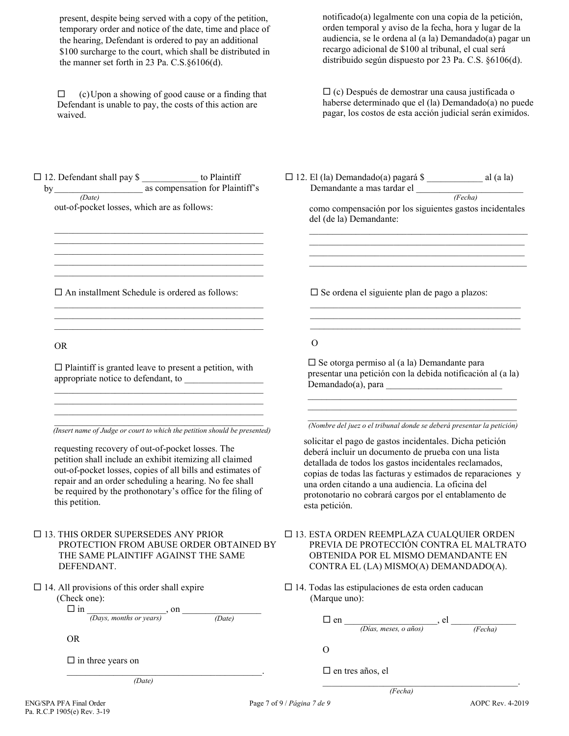present, despite being served with a copy of the petition, temporary order and notice of the date, time and place of the hearing, Defendant is ordered to pay an additional $100 surcharge to the court, which shall be distributed in the manner set forth in 23 Pa. C.S.§6106(d).

☐ (c) Upon a showing of good cause or a finding that Defendant is unable to pay, the costs of this action are waived.

☐ 12. Defendant shall pay $ ____________ to Plaintiff by__________________ as compensation for Plaintiff's
*(Date)*
out-of-pocket losses, which are as follows:

_______________________________________________
_______________________________________________
_______________________________________________
_______________________________________________
_______________________________________________

☐ An installment Schedule is ordered as follows:

_______________________________________________
_______________________________________________
_______________________________________________

OR

☐ Plaintiff is granted leave to present a petition, with appropriate notice to defendant, to ________________
_______________________________________________
_______________________________________________
_______________________________________________
_______________________________________________
*(Insert name of Judge or court to which the petition should be presented)*

requesting recovery of out-of-pocket losses. The petition shall include an exhibit itemizing all claimed out-of-pocket losses, copies of all bills and estimates of repair and an order scheduling a hearing. No fee shall be required by the prothonotary's office for the filing of this petition.

☐ 13. THIS ORDER SUPERSEDES ANY PRIOR PROTECTION FROM ABUSE ORDER OBTAINED BY THE SAME PLAINTIFF AGAINST THE SAME DEFENDANT.

☐ 14. All provisions of this order shall expire (Check one):

☐ in ________________, on ________________
*(Days, months or years)* *(Date)*

OR

☐ in three years on
__________________________________________.
*(Date)*

notificado(a) legalmente con una copia de la petición, orden temporal y aviso de la fecha, hora y lugar de la audiencia, se le ordena al (a la) Demandado(a) pagar un recargo adicional de $100 al tribunal, el cual será distribuido según dispuesto por 23 Pa. C.S. §6106(d).

☐ (c) Después de demostrar una causa justificada o haberse determinado que el (la) Demandado(a) no puede pagar, los costos de esta acción judicial serán eximidos.

☐ 12. El (la) Demandado(a) pagará $ ____________ al (a la) Demandante a mas tardar el ______________________
*(Fecha)*
como compensación por los siguientes gastos incidentales del (de la) Demandante:

_______________________________________________
_______________________________________________
_______________________________________________
_______________________________________________

☐ Se ordena el siguiente plan de pago a plazos:

_______________________________________________
_______________________________________________
_______________________________________________

O

☐ Se otorga permiso al (a la) Demandante para presentar una petición con la debida notificación al (a la) Demandado(a), para _________________________
_______________________________________________
_______________________________________________
_______________________________________________
*(Nombre del juez o el tribunal donde se deberá presentar la petición)*

solicitar el pago de gastos incidentales. Dicha petición deberá incluir un documento de prueba con una lista detallada de todos los gastos incidentales reclamados, copias de todas las facturas y estimados de reparaciones y una orden citando a una audiencia. La oficina del protonotario no cobrará cargos por el entablamento de esta petición.

☐ 13. ESTA ORDEN REEMPLAZA CUALQUIER ORDEN PREVIA DE PROTECCIÓN CONTRA EL MALTRATO OBTENIDA POR EL MISMO DEMANDANTE EN CONTRA EL (LA) MISMO(A) DEMANDADO(A).

☐ 14. Todas las estipulaciones de esta orden caducan (Marque uno):

☐ en __________________, el _____________
*(Días, meses, o años)* *(Fecha)*

O

☐ en tres años, el
__________________________________________.
*(Fecha)*

ENG/SPA PFA Final Order
Pa. R.C.P 1905(e) Rev. 3-19

AOPC Rev. 4-2019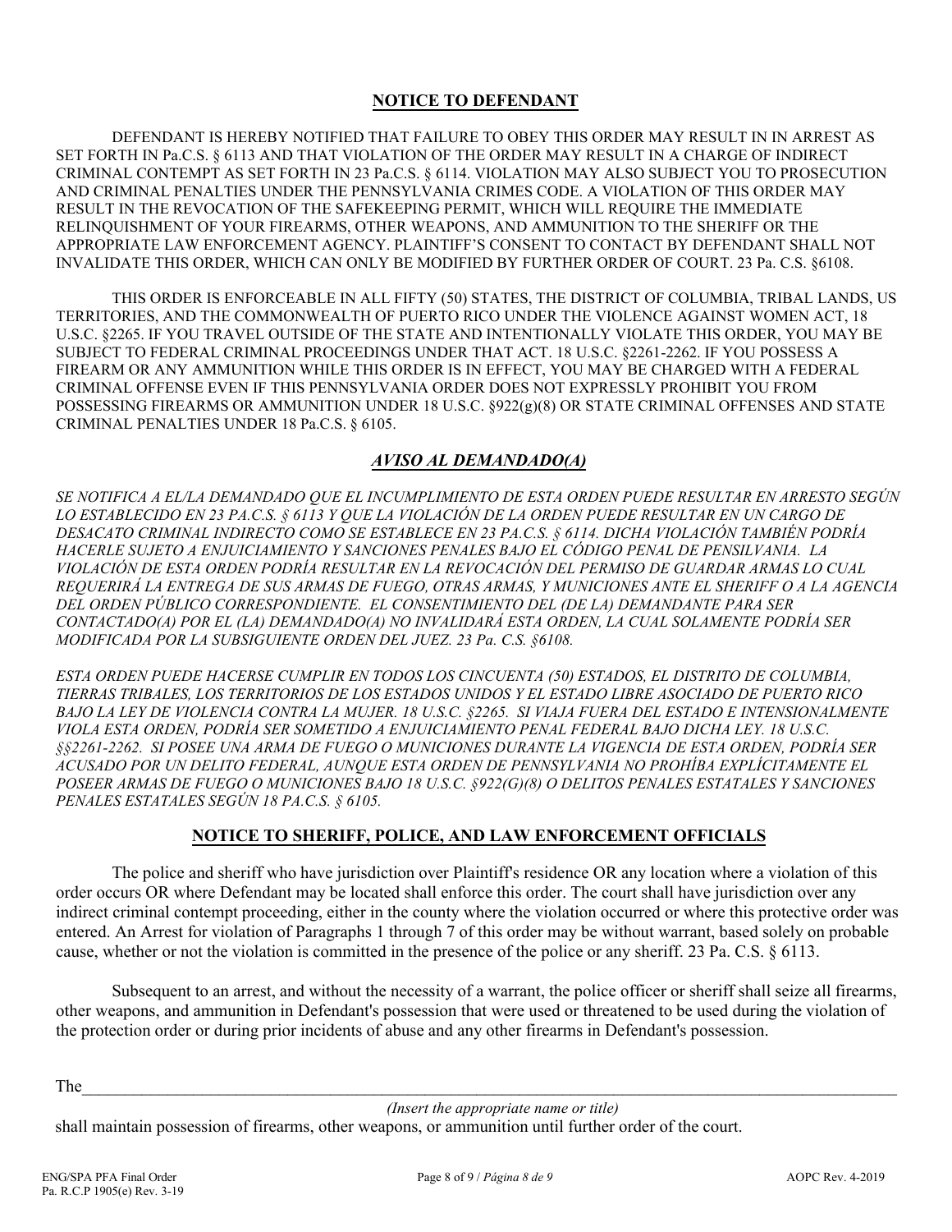## **NOTICE TO DEFENDANT**

DEFENDANT IS HEREBY NOTIFIED THAT FAILURE TO OBEY THIS ORDER MAY RESULT IN IN ARREST AS SET FORTH IN Pa.C.S. § 6113 AND THAT VIOLATION OF THE ORDER MAY RESULT IN A CHARGE OF INDIRECT CRIMINAL CONTEMPT AS SET FORTH IN 23 Pa.C.S. § 6114. VIOLATION MAY ALSO SUBJECT YOU TO PROSECUTION AND CRIMINAL PENALTIES UNDER THE PENNSYLVANIA CRIMES CODE. A VIOLATION OF THIS ORDER MAY RESULT IN THE REVOCATION OF THE SAFEKEEPING PERMIT, WHICH WILL REQUIRE THE IMMEDIATE RELINQUISHMENT OF YOUR FIREARMS, OTHER WEAPONS, AND AMMUNITION TO THE SHERIFF OR THE APPROPRIATE LAW ENFORCEMENT AGENCY. PLAINTIFF'S CONSENT TO CONTACT BY DEFENDANT SHALL NOT INVALIDATE THIS ORDER, WHICH CAN ONLY BE MODIFIED BY FURTHER ORDER OF COURT. 23 Pa. C.S. §6108.

THIS ORDER IS ENFORCEABLE IN ALL FIFTY (50) STATES, THE DISTRICT OF COLUMBIA, TRIBAL LANDS, US TERRITORIES, AND THE COMMONWEALTH OF PUERTO RICO UNDER THE VIOLENCE AGAINST WOMEN ACT, 18 U.S.C. §2265. IF YOU TRAVEL OUTSIDE OF THE STATE AND INTENTIONALLY VIOLATE THIS ORDER, YOU MAY BE SUBJECT TO FEDERAL CRIMINAL PROCEEDINGS UNDER THAT ACT. 18 U.S.C. §2261-2262. IF YOU POSSESS A FIREARM OR ANY AMMUNITION WHILE THIS ORDER IS IN EFFECT, YOU MAY BE CHARGED WITH A FEDERAL CRIMINAL OFFENSE EVEN IF THIS PENNSYLVANIA ORDER DOES NOT EXPRESSLY PROHIBIT YOU FROM POSSESSING FIREARMS OR AMMUNITION UNDER 18 U.S.C. §922(g)(8) OR STATE CRIMINAL OFFENSES AND STATE CRIMINAL PENALTIES UNDER 18 Pa.C.S. § 6105.

## ***AVISO AL DEMANDADO(A)***

*SE NOTIFICA A EL/LA DEMANDADO QUE EL INCUMPLIMIENTO DE ESTA ORDEN PUEDE RESULTAR EN ARRESTO SEGÚN LO ESTABLECIDO EN 23 PA.C.S. § 6113 Y QUE LA VIOLACIÓN DE LA ORDEN PUEDE RESULTAR EN UN CARGO DE DESACATO CRIMINAL INDIRECTO COMO SE ESTABLECE EN 23 PA.C.S. § 6114. DICHA VIOLACIÓN TAMBIÉN PODRÍA HACERLE SUJETO A ENJUICIAMIENTO Y SANCIONES PENALES BAJO EL CÓDIGO PENAL DE PENSILVANIA. LA VIOLACIÓN DE ESTA ORDEN PODRÍA RESULTAR EN LA REVOCACIÓN DEL PERMISO DE GUARDAR ARMAS LO CUAL REQUERIRÁ LA ENTREGA DE SUS ARMAS DE FUEGO, OTRAS ARMAS, Y MUNICIONES ANTE EL SHERIFF O A LA AGENCIA DEL ORDEN PÚBLICO CORRESPONDIENTE. EL CONSENTIMIENTO DEL (DE LA) DEMANDANTE PARA SER CONTACTADO(A) POR EL (LA) DEMANDADO(A) NO INVALIDARÁ ESTA ORDEN, LA CUAL SOLAMENTE PODRÍA SER MODIFICADA POR LA SUBSIGUIENTE ORDEN DEL JUEZ. 23 Pa. C.S. §6108.*

*ESTA ORDEN PUEDE HACERSE CUMPLIR EN TODOS LOS CINCUENTA (50) ESTADOS, EL DISTRITO DE COLUMBIA, TIERRAS TRIBALES, LOS TERRITORIOS DE LOS ESTADOS UNIDOS Y EL ESTADO LIBRE ASOCIADO DE PUERTO RICO BAJO LA LEY DE VIOLENCIA CONTRA LA MUJER. 18 U.S.C. §2265. SI VIAJA FUERA DEL ESTADO E INTENSIONALMENTE VIOLA ESTA ORDEN, PODRÍA SER SOMETIDO A ENJUICIAMIENTO PENAL FEDERAL BAJO DICHA LEY. 18 U.S.C. §§2261-2262. SI POSEE UNA ARMA DE FUEGO O MUNICIONES DURANTE LA VIGENCIA DE ESTA ORDEN, PODRÍA SER ACUSADO POR UN DELITO FEDERAL, AUNQUE ESTA ORDEN DE PENNSYLVANIA NO PROHÍBA EXPLÍCITAMENTE EL POSEER ARMAS DE FUEGO O MUNICIONES BAJO 18 U.S.C. §922(G)(8) O DELITOS PENALES ESTATALES Y SANCIONES PENALES ESTATALES SEGÚN 18 PA.C.S. § 6105.*

## **NOTICE TO SHERIFF, POLICE, AND LAW ENFORCEMENT OFFICIALS**

The police and sheriff who have jurisdiction over Plaintiff's residence OR any location where a violation of this order occurs OR where Defendant may be located shall enforce this order. The court shall have jurisdiction over any indirect criminal contempt proceeding, either in the county where the violation occurred or where this protective order was entered. An Arrest for violation of Paragraphs 1 through 7 of this order may be without warrant, based solely on probable cause, whether or not the violation is committed in the presence of the police or any sheriff. 23 Pa. C.S. § 6113.

Subsequent to an arrest, and without the necessity of a warrant, the police officer or sheriff shall seize all firearms, other weapons, and ammunition in Defendant's possession that were used or threatened to be used during the violation of the protection order or during prior incidents of abuse and any other firearms in Defendant's possession.

The_______________________________________________________________________________________

*(Insert the appropriate name or title)*

shall maintain possession of firearms, other weapons, or ammunition until further order of the court.

ENG/SPA PFA Final Order
Pa. R.C.P 1905(e) Rev. 3-19

AOPC Rev. 4-2019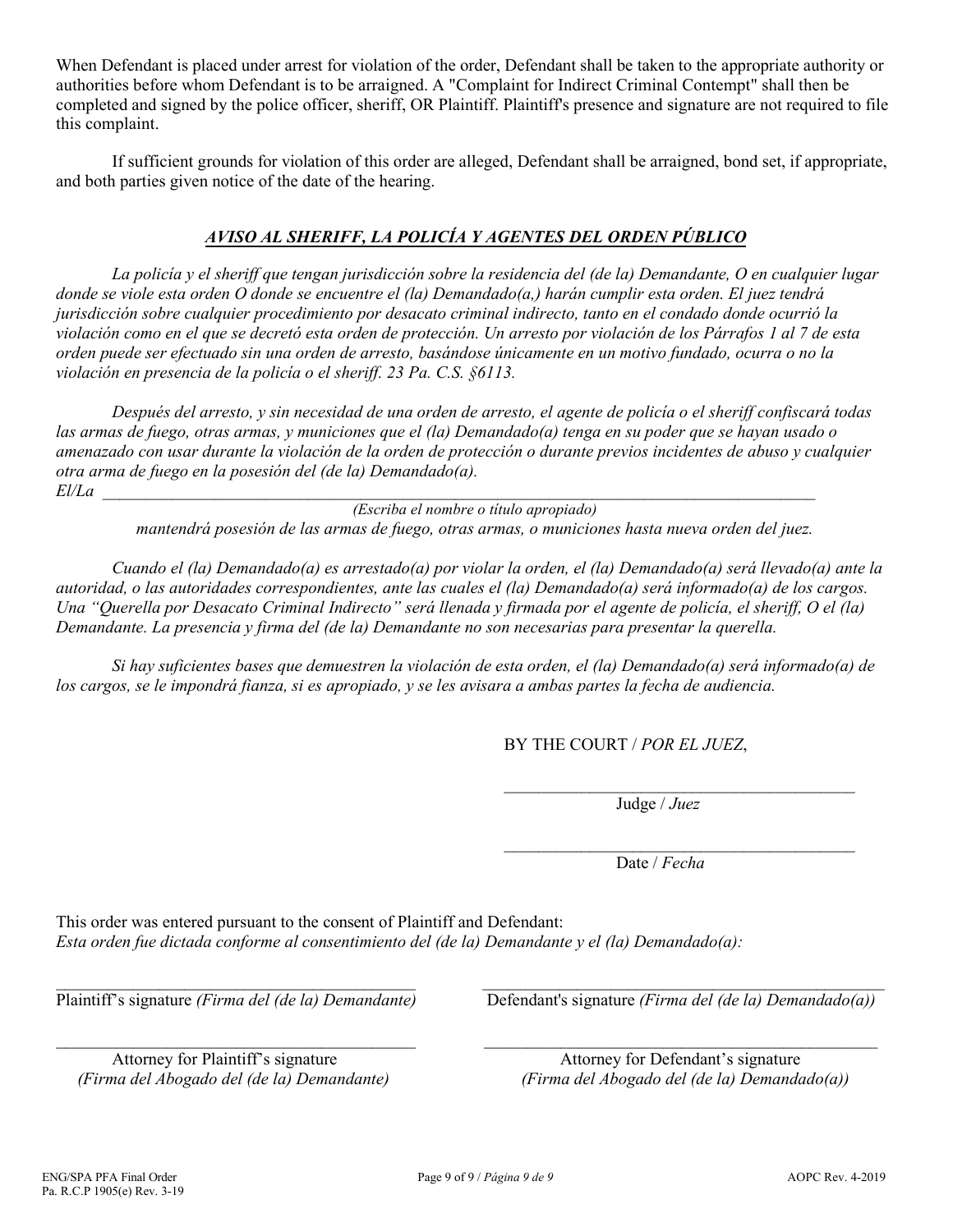When Defendant is placed under arrest for violation of the order, Defendant shall be taken to the appropriate authority or authorities before whom Defendant is to be arraigned. A "Complaint for Indirect Criminal Contempt" shall then be completed and signed by the police officer, sheriff, OR Plaintiff. Plaintiff's presence and signature are not required to file this complaint.

If sufficient grounds for violation of this order are alleged, Defendant shall be arraigned, bond set, if appropriate, and both parties given notice of the date of the hearing.

## *AVISO AL SHERIFF, LA POLICÍA Y AGENTES DEL ORDEN PÚBLICO*

*La policía y el sheriff que tengan jurisdicción sobre la residencia del (de la) Demandante, O en cualquier lugar donde se viole esta orden O donde se encuentre el (la) Demandado(a,) harán cumplir esta orden. El juez tendrá jurisdicción sobre cualquier procedimiento por desacato criminal indirecto, tanto en el condado donde ocurrió la violación como en el que se decretó esta orden de protección. Un arresto por violación de los Párrafos 1 al 7 de esta orden puede ser efectuado sin una orden de arresto, basándose únicamente en un motivo fundado, ocurra o no la violación en presencia de la policía o el sheriff. 23 Pa. C.S. §6113.*

*Después del arresto, y sin necesidad de una orden de arresto, el agente de policía o el sheriff confiscará todas las armas de fuego, otras armas, y municiones que el (la) Demandado(a) tenga en su poder que se hayan usado o amenazado con usar durante la violación de la orden de protección o durante previos incidentes de abuso y cualquier otra arma de fuego en la posesión del (de la) Demandado(a).*

*El/La* \_\_\_\_\_\_\_\_\_\_\_\_\_\_\_\_\_\_\_\_\_\_\_\_\_\_\_\_\_\_\_\_\_\_\_\_\_\_\_\_\_\_\_\_\_\_\_\_\_\_\_\_\_\_\_\_\_\_\_\_\_\_\_\_\_\_\_\_

*(Escriba el nombre o título apropiado)*

*mantendrá posesión de las armas de fuego, otras armas, o municiones hasta nueva orden del juez.*

*Cuando el (la) Demandado(a) es arrestado(a) por violar la orden, el (la) Demandado(a) será llevado(a) ante la autoridad, o las autoridades correspondientes, ante las cuales el (la) Demandado(a) será informado(a) de los cargos. Una "Querella por Desacato Criminal Indirecto" será llenada y firmada por el agente de policía, el sheriff, O el (la) Demandante. La presencia y firma del (de la) Demandante no son necesarias para presentar la querella.*

*Si hay suficientes bases que demuestren la violación de esta orden, el (la) Demandado(a) será informado(a) de los cargos, se le impondrá fianza, si es apropiado, y se les avisara a ambas partes la fecha de audiencia.*

BY THE COURT / *POR EL JUEZ*,

\_\_\_\_\_\_\_\_\_\_\_\_\_\_\_\_\_\_\_\_\_\_\_\_\_\_\_\_\_\_\_\_\_\_\_\_\_\_\_\_
Judge / *Juez*

\_\_\_\_\_\_\_\_\_\_\_\_\_\_\_\_\_\_\_\_\_\_\_\_\_\_\_\_\_\_\_\_\_\_\_\_\_\_\_\_
Date / *Fecha*

This order was entered pursuant to the consent of Plaintiff and Defendant:
*Esta orden fue dictada conforme al consentimiento del (de la) Demandante y el (la) Demandado(a):*

\_\_\_\_\_\_\_\_\_\_\_\_\_\_\_\_\_\_\_\_\_\_\_\_\_\_\_\_\_\_\_\_\_\_\_\_\_\_\_\_
Plaintiff's signature *(Firma del (de la) Demandante)*

\_\_\_\_\_\_\_\_\_\_\_\_\_\_\_\_\_\_\_\_\_\_\_\_\_\_\_\_\_\_\_\_\_\_\_\_\_\_\_\_
Defendant's signature *(Firma del (de la) Demandado(a))*

\_\_\_\_\_\_\_\_\_\_\_\_\_\_\_\_\_\_\_\_\_\_\_\_\_\_\_\_\_\_\_\_\_\_\_\_\_\_\_\_
Attorney for Plaintiff's signature
*(Firma del Abogado del (de la) Demandante)*

\_\_\_\_\_\_\_\_\_\_\_\_\_\_\_\_\_\_\_\_\_\_\_\_\_\_\_\_\_\_\_\_\_\_\_\_\_\_\_\_
Attorney for Defendant's signature
*(Firma del Abogado del (de la) Demandado(a))*